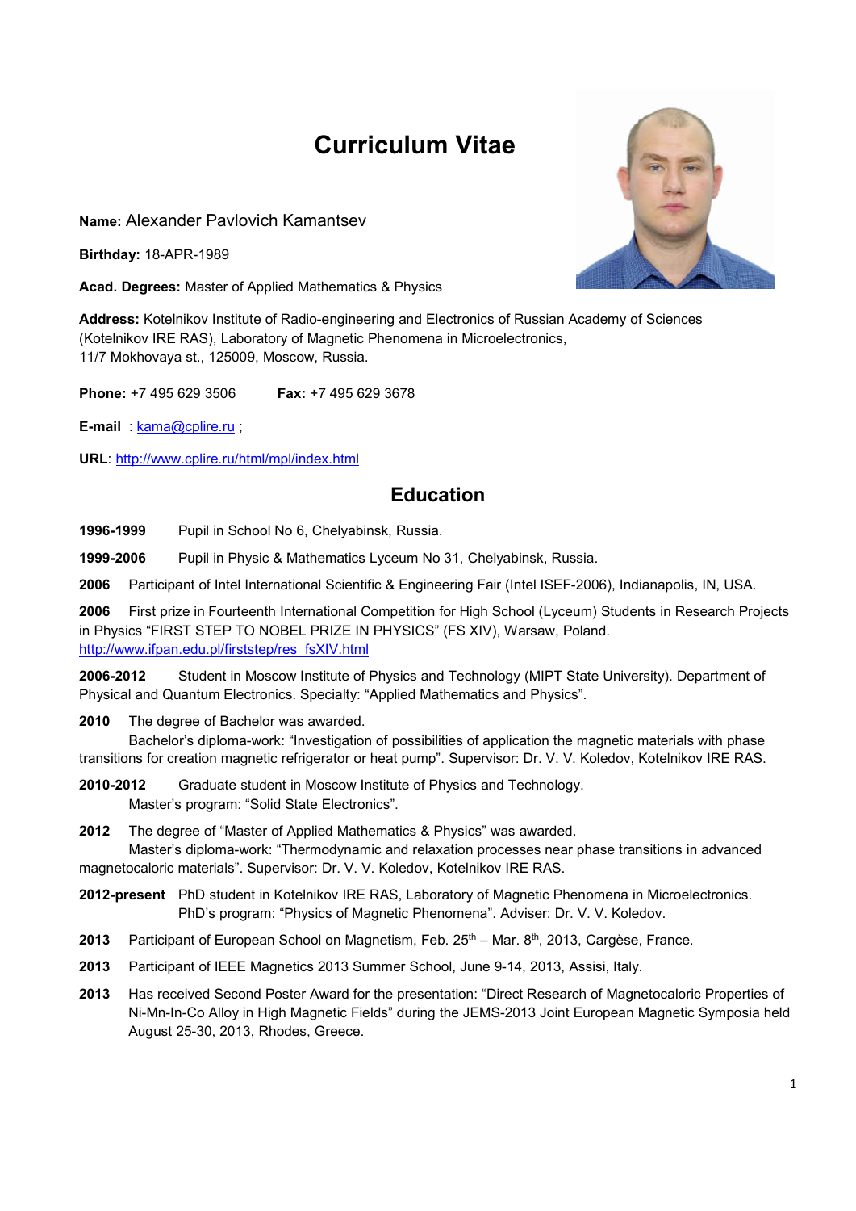# Curriculum Vitae

**Name:** Alexander Pavlovich Kamantsev

**Birthday:** 18-APR-1989

**Acad. Degrees:** Master of Applied Mathematics & Physics

**Address:** Kotelnikov Institute of Radio-engineering and Electronics of Russian Academy of Sciences (Kotelnikov IRE RAS), Laboratory of Magnetic Phenomena in Microelectronics, 11/7 Mokhovaya st., 125009, Moscow, Russia.

**Phone:** +7 495 629 3506 **Fax:** +7 495 629 3678

**E-mail** : kama@cplire.ru ;

**URL**: http://www.cplire.ru/html/mpl/index.html

## Education

**1996-1999** Pupil in School No 6, Chelyabinsk, Russia.

**1999-2006** Pupil in Physic & Mathematics Lyceum No 31, Chelyabinsk, Russia.

**2006** Participant of Intel International Scientific & Engineering Fair (Intel ISEF-2006), Indianapolis, IN, USA.

**2006** First prize in Fourteenth International Competition for High School (Lyceum) Students in Research Projects in Physics “FIRST STEP TO NOBEL PRIZE IN PHYSICS” (FS XIV), Warsaw, Poland. http://www.ifpan.edu.pl/firststep/res_fsXIV.html

**2006-2012** Student in Moscow Institute of Physics and Technology (MIPT State University). Department of Physical and Quantum Electronics. Specialty: “Applied Mathematics and Physics”.

**2010** The degree of Bachelor was awarded.
Bachelor’s diploma-work: “Investigation of possibilities of application the magnetic materials with phase transitions for creation magnetic refrigerator or heat pump”. Supervisor: Dr. V. V. Koledov, Kotelnikov IRE RAS.

**2010-2012** Graduate student in Moscow Institute of Physics and Technology.
Master’s program: “Solid State Electronics”.

**2012** The degree of “Master of Applied Mathematics & Physics” was awarded.
Master’s diploma-work: “Thermodynamic and relaxation processes near phase transitions in advanced magnetocaloric materials”. Supervisor: Dr. V. V. Koledov, Kotelnikov IRE RAS.

**2012-present** PhD student in Kotelnikov IRE RAS, Laboratory of Magnetic Phenomena in Microelectronics.
PhD’s program: “Physics of Magnetic Phenomena”. Adviser: Dr. V. V. Koledov.

**2013** Participant of European School on Magnetism, Feb. 25th – Mar. 8th, 2013, Cargèse, France.

**2013** Participant of IEEE Magnetics 2013 Summer School, June 9-14, 2013, Assisi, Italy.

**2013** Has received Second Poster Award for the presentation: “Direct Research of Magnetocaloric Properties of Ni-Mn-In-Co Alloy in High Magnetic Fields” during the JEMS-2013 Joint European Magnetic Symposia held August 25-30, 2013, Rhodes, Greece.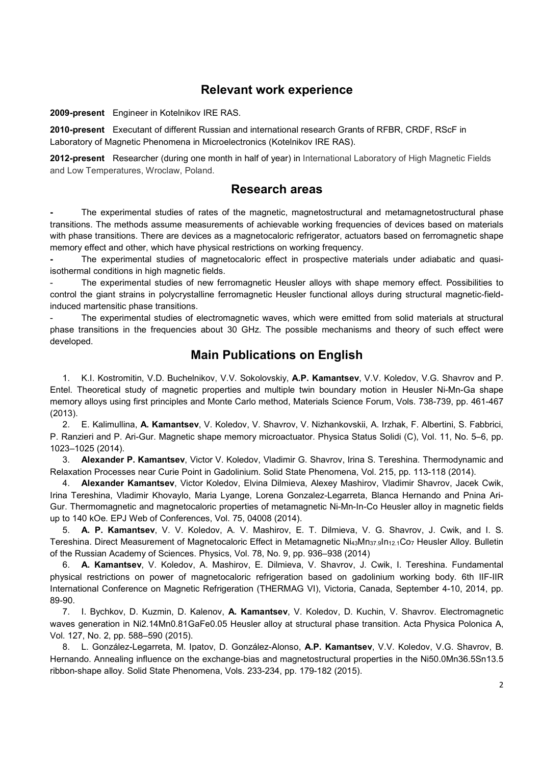## Relevant work experience

**2009-present** Engineer in Kotelnikov IRE RAS.

**2010-present** Executant of different Russian and international research Grants of RFBR, CRDF, RScF in Laboratory of Magnetic Phenomena in Microelectronics (Kotelnikov IRE RAS).

**2012-present** Researcher (during one month in half of year) in International Laboratory of High Magnetic Fields and Low Temperatures, Wroclaw, Poland.

## Research areas

- The experimental studies of rates of the magnetic, magnetostructural and metamagnetostructural phase transitions. The methods assume measurements of achievable working frequencies of devices based on materials with phase transitions. There are devices as a magnetocaloric refrigerator, actuators based on ferromagnetic shape memory effect and other, which have physical restrictions on working frequency.
- The experimental studies of magnetocaloric effect in prospective materials under adiabatic and quasi-isothermal conditions in high magnetic fields.
- The experimental studies of new ferromagnetic Heusler alloys with shape memory effect. Possibilities to control the giant strains in polycrystalline ferromagnetic Heusler functional alloys during structural magnetic-field-induced martensitic phase transitions.
- The experimental studies of electromagnetic waves, which were emitted from solid materials at structural phase transitions in the frequencies about 30 GHz. The possible mechanisms and theory of such effect were developed.

## Main Publications on English

1. K.I. Kostromitin, V.D. Buchelnikov, V.V. Sokolovskiy, **A.P. Kamantsev**, V.V. Koledov, V.G. Shavrov and P. Entel. Theoretical study of magnetic properties and multiple twin boundary motion in Heusler Ni-Mn-Ga shape memory alloys using first principles and Monte Carlo method, Materials Science Forum, Vols. 738-739, pp. 461-467 (2013).
2. E. Kalimullina, **A. Kamantsev**, V. Koledov, V. Shavrov, V. Nizhankovskii, A. Irzhak, F. Albertini, S. Fabbrici, P. Ranzieri and P. Ari-Gur. Magnetic shape memory microactuator. Physica Status Solidi (C), Vol. 11, No. 5–6, pp. 1023–1025 (2014).
3. **Alexander P. Kamantsev**, Victor V. Koledov, Vladimir G. Shavrov, Irina S. Tereshina. Thermodynamic and Relaxation Processes near Curie Point in Gadolinium. Solid State Phenomena, Vol. 215, pp. 113-118 (2014).
4. **Alexander Kamantsev**, Victor Koledov, Elvina Dilmieva, Alexey Mashirov, Vladimir Shavrov, Jacek Cwik, Irina Tereshina, Vladimir Khovaylo, Maria Lyange, Lorena Gonzalez-Legarreta, Blanca Hernando and Pnina Ari-Gur. Thermomagnetic and magnetocaloric properties of metamagnetic Ni-Mn-In-Co Heusler alloy in magnetic fields up to 140 kOe. EPJ Web of Conferences, Vol. 75, 04008 (2014).
5. **A. P. Kamantsev**, V. V. Koledov, A. V. Mashirov, E. T. Dilmieva, V. G. Shavrov, J. Cwik, and I. S. Tereshina. Direct Measurement of Magnetocaloric Effect in Metamagnetic $Ni_{43}Mn_{37.9}In_{12.1}Co_7$ Heusler Alloy. Bulletin of the Russian Academy of Sciences. Physics, Vol. 78, No. 9, pp. 936–938 (2014)
6. **A. Kamantsev**, V. Koledov, A. Mashirov, E. Dilmieva, V. Shavrov, J. Cwik, I. Tereshina. Fundamental physical restrictions on power of magnetocaloric refrigeration based on gadolinium working body. 6th IIF-IIR International Conference on Magnetic Refrigeration (THERMAG VI), Victoria, Canada, September 4-10, 2014, pp. 89-90.
7. I. Bychkov, D. Kuzmin, D. Kalenov, **A. Kamantsev**, V. Koledov, D. Kuchin, V. Shavrov. Electromagnetic waves generation in $Ni_{2.14}Mn_{0.81}GaFe_{0.05}$ Heusler alloy at structural phase transition. Acta Physica Polonica A, Vol. 127, No. 2, pp. 588–590 (2015).
8. L. González-Legarreta, M. Ipatov, D. González-Alonso, **A.P. Kamantsev**, V.V. Koledov, V.G. Shavrov, B. Hernando. Annealing influence on the exchange-bias and magnetostructural properties in the $Ni_{50.0}Mn_{36.5}Sn_{13.5}$ ribbon-shape alloy. Solid State Phenomena, Vols. 233-234, pp. 179-182 (2015).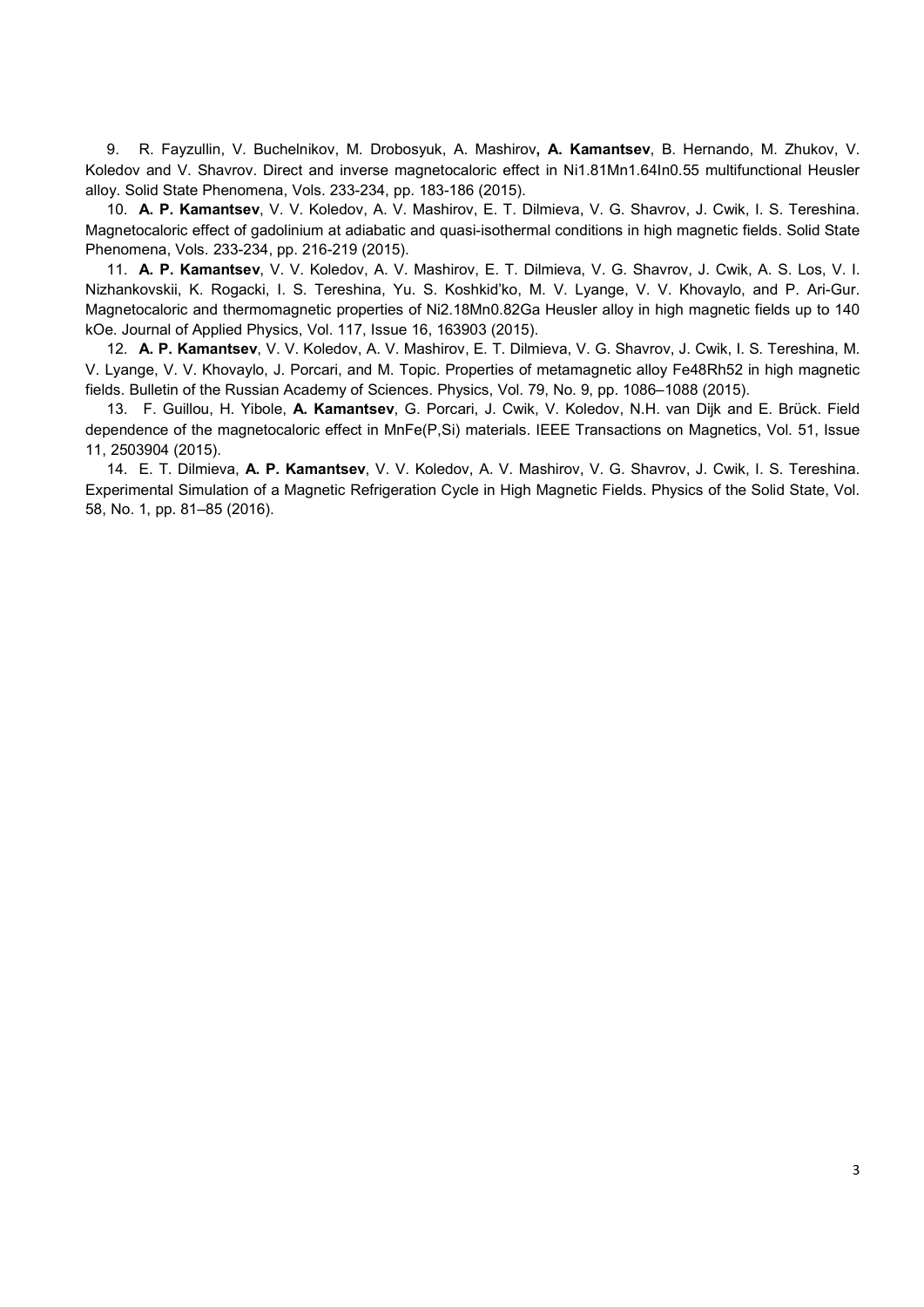9. R. Fayzullin, V. Buchelnikov, M. Drobosyuk, A. Mashirov**, A. Kamantsev**, B. Hernando, M. Zhukov, V. Koledov and V. Shavrov. Direct and inverse magnetocaloric effect in $Ni_{1.81}Mn_{1.64}In_{0.55}$ multifunctional Heusler alloy. Solid State Phenomena, Vols. 233-234, pp. 183-186 (2015).

10. **A. P. Kamantsev**, V. V. Koledov, A. V. Mashirov, E. T. Dilmieva, V. G. Shavrov, J. Cwik, I. S. Tereshina. Magnetocaloric effect of gadolinium at adiabatic and quasi-isothermal conditions in high magnetic fields. Solid State Phenomena, Vols. 233-234, pp. 216-219 (2015).

11. **A. P. Kamantsev**, V. V. Koledov, A. V. Mashirov, E. T. Dilmieva, V. G. Shavrov, J. Cwik, A. S. Los, V. I. Nizhankovskii, K. Rogacki, I. S. Tereshina, Yu. S. Koshkid'ko, M. V. Lyange, V. V. Khovaylo, and P. Ari-Gur. Magnetocaloric and thermomagnetic properties of $Ni_{2.18}Mn_{0.82}Ga$ Heusler alloy in high magnetic fields up to 140 kOe. Journal of Applied Physics, Vol. 117, Issue 16, 163903 (2015).

12. **A. P. Kamantsev**, V. V. Koledov, A. V. Mashirov, E. T. Dilmieva, V. G. Shavrov, J. Cwik, I. S. Tereshina, M. V. Lyange, V. V. Khovaylo, J. Porcari, and M. Topic. Properties of metamagnetic alloy $Fe_{48}Rh_{52}$ in high magnetic fields. Bulletin of the Russian Academy of Sciences. Physics, Vol. 79, No. 9, pp. 1086–1088 (2015).

13. F. Guillou, H. Yibole, **A. Kamantsev**, G. Porcari, J. Cwik, V. Koledov, N.H. van Dijk and E. Brück. Field dependence of the magnetocaloric effect in MnFe(P,Si) materials. IEEE Transactions on Magnetics, Vol. 51, Issue 11, 2503904 (2015).

14. E. T. Dilmieva, **A. P. Kamantsev**, V. V. Koledov, A. V. Mashirov, V. G. Shavrov, J. Cwik, I. S. Tereshina. Experimental Simulation of a Magnetic Refrigeration Cycle in High Magnetic Fields. Physics of the Solid State, Vol. 58, No. 1, pp. 81–85 (2016).